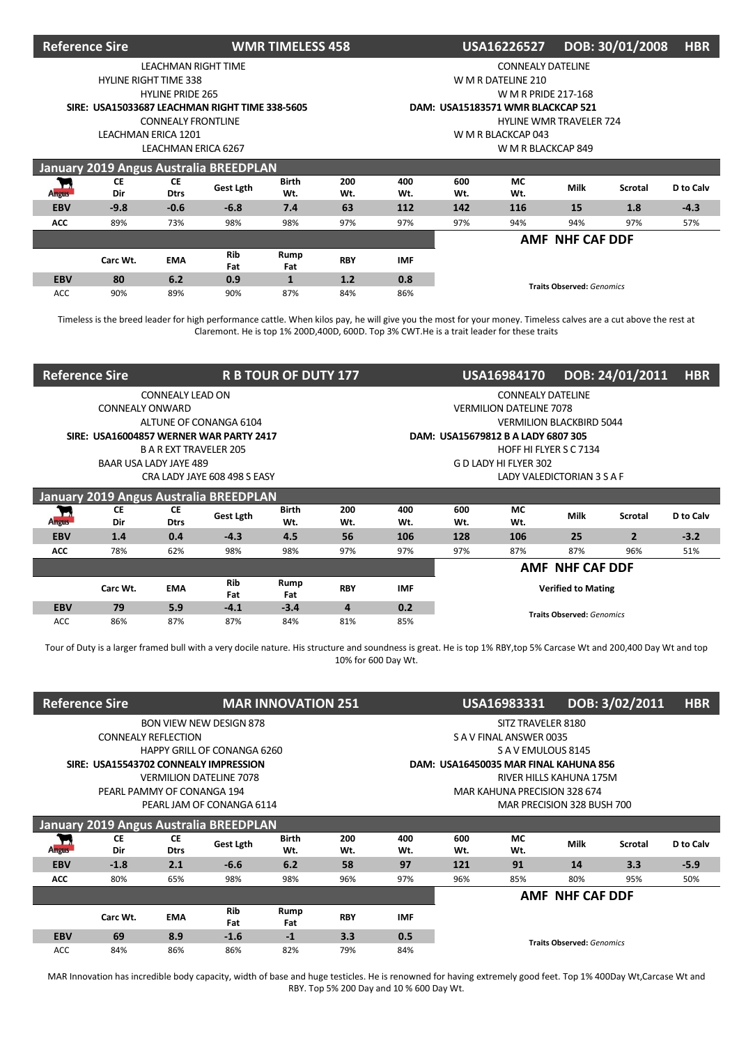## Reference Sire — WMR TIMELESS 458 — USA16226527 — DOB: 30/01/2008 — HBR

LEACHMAN RIGHT TIME
HYLINE RIGHT TIME 338
HYLINE PRIDE 265
**SIRE: USA15033687 LEACHMAN RIGHT TIME 338-5605**
CONNEALY FRONTLINE
LEACHMAN ERICA 1201
LEACHMAN ERICA 6267

CONNEALY DATELINE
W M R DATELINE 210
W M R PRIDE 217-168
**DAM: USA15183571 WMR BLACKCAP 521**
HYLINE WMR TRAVELER 724
W M R BLACKCAP 043
W M R BLACKCAP 849

### January 2019 Angus Australia BREEDPLAN

| | CE Dir | CE Dtrs | Gest Lgth | Birth Wt. | 200 Wt. | 400 Wt. | 600 Wt. | MC Wt. | Milk | Scrotal | D to Calv |
|---|---|---|---|---|---|---|---|---|---|---|---|
| **EBV** | -9.8 | -0.6 | -6.8 | 7.4 | 63 | 112 | 142 | 116 | 15 | 1.8 | -4.3 |
| **ACC** | 89% | 73% | 98% | 98% | 97% | 97% | 97% | 94% | 94% | 97% | 57% |

| | Carc Wt. | EMA | Rib Fat | Rump Fat | RBY | IMF |
|---|---|---|---|---|---|---|
| **EBV** | 80 | 6.2 | 0.9 | 1 | 1.2 | 0.8 |
| ACC | 90% | 89% | 90% | 87% | 84% | 86% |

**AMF NHF CAF DDF**

**Traits Observed:** *Genomics*

Timeless is the breed leader for high performance cattle. When kilos pay, he will give you the most for your money. Timeless calves are a cut above the rest at Claremont. He is top 1% 200D,400D, 600D. Top 3% CWT.He is a trait leader for these traits

## Reference Sire — R B TOUR OF DUTY 177 — USA16984170 — DOB: 24/01/2011 — HBR

CONNEALY LEAD ON
CONNEALY ONWARD
ALTUNE OF CONANGA 6104
**SIRE: USA16004857 WERNER WAR PARTY 2417**
B A R EXT TRAVELER 205
BAAR USA LADY JAYE 489
CRA LADY JAYE 608 498 S EASY

CONNEALY DATELINE
VERMILION DATELINE 7078
VERMILION BLACKBIRD 5044
**DAM: USA15679812 B A LADY 6807 305**
HOFF HI FLYER S C 7134
G D LADY HI FLYER 302
LADY VALEDICTORIAN 3 S A F

### January 2019 Angus Australia BREEDPLAN

| | CE Dir | CE Dtrs | Gest Lgth | Birth Wt. | 200 Wt. | 400 Wt. | 600 Wt. | MC Wt. | Milk | Scrotal | D to Calv |
|---|---|---|---|---|---|---|---|---|---|---|---|
| **EBV** | 1.4 | 0.4 | -4.3 | 4.5 | 56 | 106 | 128 | 106 | 25 | 2 | -3.2 |
| **ACC** | 78% | 62% | 98% | 98% | 97% | 97% | 97% | 87% | 87% | 96% | 51% |

| | Carc Wt. | EMA | Rib Fat | Rump Fat | RBY | IMF |
|---|---|---|---|---|---|---|
| **EBV** | 79 | 5.9 | -4.1 | -3.4 | 4 | 0.2 |
| ACC | 86% | 87% | 87% | 84% | 81% | 85% |

**AMF NHF CAF DDF**

**Verified to Mating**

**Traits Observed:** *Genomics*

Tour of Duty is a larger framed bull with a very docile nature. His structure and soundness is great. He is top 1% RBY,top 5% Carcase Wt and 200,400 Day Wt and top 10% for 600 Day Wt.

## Reference Sire — MAR INNOVATION 251 — USA16983331 — DOB: 3/02/2011 — HBR

BON VIEW NEW DESIGN 878
CONNEALY REFLECTION
HAPPY GRILL OF CONANGA 6260
**SIRE: USA15543702 CONNEALY IMPRESSION**
VERMILION DATELINE 7078
PEARL PAMMY OF CONANGA 194
PEARL JAM OF CONANGA 6114

SITZ TRAVELER 8180
S A V FINAL ANSWER 0035
S A V EMULOUS 8145
**DAM: USA16450035 MAR FINAL KAHUNA 856**
RIVER HILLS KAHUNA 175M
MAR KAHUNA PRECISION 328 674
MAR PRECISION 328 BUSH 700

### January 2019 Angus Australia BREEDPLAN

| | CE Dir | CE Dtrs | Gest Lgth | Birth Wt. | 200 Wt. | 400 Wt. | 600 Wt. | MC Wt. | Milk | Scrotal | D to Calv |
|---|---|---|---|---|---|---|---|---|---|---|---|
| **EBV** | -1.8 | 2.1 | -6.6 | 6.2 | 58 | 97 | 121 | 91 | 14 | 3.3 | -5.9 |
| **ACC** | 80% | 65% | 98% | 98% | 96% | 97% | 96% | 85% | 80% | 95% | 50% |

| | Carc Wt. | EMA | Rib Fat | Rump Fat | RBY | IMF |
|---|---|---|---|---|---|---|
| **EBV** | 69 | 8.9 | -1.6 | -1 | 3.3 | 0.5 |
| ACC | 84% | 86% | 86% | 82% | 79% | 84% |

**AMF NHF CAF DDF**

**Traits Observed:** *Genomics*

MAR Innovation has incredible body capacity, width of base and huge testicles. He is renowned for having extremely good feet. Top 1% 400Day Wt,Carcase Wt and RBY. Top 5% 200 Day and 10 % 600 Day Wt.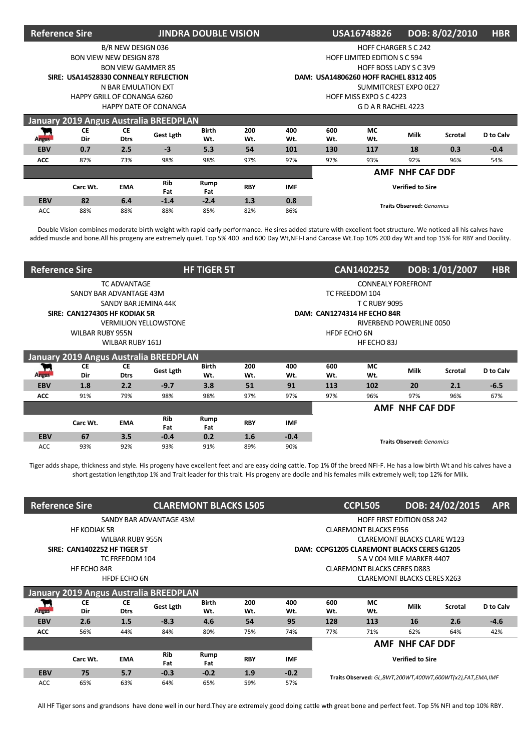## Reference Sire — JINDRA DOUBLE VISION — USA16748826 — DOB: 8/02/2010 — HBR

| Sire side | Dam side |
|---|---|
| B/R NEW DESIGN 036 | HOFF CHARGER S C 242 |
| BON VIEW NEW DESIGN 878 | HOFF LIMITED EDITION S C 594 |
| BON VIEW GAMMER 85 | HOFF BOSS LADY S C 3V9 |
| **SIRE: USA14528330 CONNEALY REFLECTION** | **DAM: USA14806260 HOFF RACHEL 8312 405** |
| N BAR EMULATION EXT | SUMMITCREST EXPO 0E27 |
| HAPPY GRILL OF CONANGA 6260 | HOFF MISS EXPO S C 4223 |
| HAPPY DATE OF CONANGA | G D A R RACHEL 4223 |

**January 2019 Angus Australia BREEDPLAN**

| | CE Dir | CE Dtrs | Gest Lgth | Birth Wt. | 200 Wt. | 400 Wt. | 600 Wt. | MC Wt. | Milk | Scrotal | D to Calv |
|---|---|---|---|---|---|---|---|---|---|---|---|
| **EBV** | 0.7 | 2.5 | -3 | 5.3 | 54 | 101 | 130 | 117 | 18 | 0.3 | -0.4 |
| **ACC** | 87% | 73% | 98% | 98% | 97% | 97% | 97% | 93% | 92% | 96% | 54% |

| | Carc Wt. | EMA | Rib Fat | Rump Fat | RBY | IMF |
|---|---|---|---|---|---|---|
| **EBV** | 82 | 6.4 | -1.4 | -2.4 | 1.3 | 0.8 |
| ACC | 88% | 88% | 88% | 85% | 82% | 86% |

**AMF NHF CAF DDF**

**Verified to Sire**

**Traits Observed:** *Genomics*

Double Vision combines moderate birth weight with rapid early performance. He sires added stature with excellent foot structure. We noticed all his calves have added muscle and bone.All his progeny are extremely quiet. Top 5% 400 and 600 Day Wt,NFI-I and Carcase Wt.Top 10% 200 day Wt and top 15% for RBY and Docility.

## Reference Sire — HF TIGER 5T — CAN1402252 — DOB: 1/01/2007 — HBR

| Sire side | Dam side |
|---|---|
| TC ADVANTAGE | CONNEALY FOREFRONT |
| SANDY BAR ADVANTAGE 43M | TC FREEDOM 104 |
| SANDY BAR JEMINA 44K | T C RUBY 9095 |
| **SIRE: CAN1274305 HF KODIAK 5R** | **DAM: CAN1274314 HF ECHO 84R** |
| VERMILION YELLOWSTONE | RIVERBEND POWERLINE 0050 |
| WILBAR RUBY 955N | HFDF ECHO 6N |
| WILBAR RUBY 161J | HF ECHO 83J |

**January 2019 Angus Australia BREEDPLAN**

| | CE Dir | CE Dtrs | Gest Lgth | Birth Wt. | 200 Wt. | 400 Wt. | 600 Wt. | MC Wt. | Milk | Scrotal | D to Calv |
|---|---|---|---|---|---|---|---|---|---|---|---|
| **EBV** | 1.8 | 2.2 | -9.7 | 3.8 | 51 | 91 | 113 | 102 | 20 | 2.1 | -6.5 |
| **ACC** | 91% | 79% | 98% | 98% | 97% | 97% | 97% | 96% | 97% | 96% | 67% |

| | Carc Wt. | EMA | Rib Fat | Rump Fat | RBY | IMF |
|---|---|---|---|---|---|---|
| **EBV** | 67 | 3.5 | -0.4 | 0.2 | 1.6 | -0.4 |
| ACC | 93% | 92% | 93% | 91% | 89% | 90% |

**AMF NHF CAF DDF**

**Traits Observed:** *Genomics*

Tiger adds shape, thickness and style. His progeny have excellent feet and are easy doing cattle. Top 1% 0f the breed NFI-F. He has a low birth Wt and his calves have a short gestation length;top 1% and Trait leader for this trait. His progeny are docile and his females milk extremely well; top 12% for Milk.

## Reference Sire — CLAREMONT BLACKS L505 — CCPL505 — DOB: 24/02/2015 — APR

| Sire side | Dam side |
|---|---|
| SANDY BAR ADVANTAGE 43M | HOFF FIRST EDITION 058 242 |
| HF KODIAK 5R | CLAREMONT BLACKS E956 |
| WILBAR RUBY 955N | CLAREMONT BLACKS CLARE W123 |
| **SIRE: CAN1402252 HF TIGER 5T** | **DAM: CCPG1205 CLAREMONT BLACKS CERES G1205** |
| TC FREEDOM 104 | S A V 004 MILE MARKER 4407 |
| HF ECHO 84R | CLAREMONT BLACKS CERES D883 |
| HFDF ECHO 6N | CLAREMONT BLACKS CERES X263 |

**January 2019 Angus Australia BREEDPLAN**

| | CE Dir | CE Dtrs | Gest Lgth | Birth Wt. | 200 Wt. | 400 Wt. | 600 Wt. | MC Wt. | Milk | Scrotal | D to Calv |
|---|---|---|---|---|---|---|---|---|---|---|---|
| **EBV** | 2.6 | 1.5 | -8.3 | 4.6 | 54 | 95 | 128 | 113 | 16 | 2.6 | -4.6 |
| **ACC** | 56% | 44% | 84% | 80% | 75% | 74% | 77% | 71% | 62% | 64% | 42% |

| | Carc Wt. | EMA | Rib Fat | Rump Fat | RBY | IMF |
|---|---|---|---|---|---|---|
| **EBV** | 75 | 5.7 | -0.3 | -0.2 | 1.9 | -0.2 |
| ACC | 65% | 63% | 64% | 65% | 59% | 57% |

**AMF NHF CAF DDF**

**Verified to Sire**

**Traits Observed:** *GL,BWT,200WT,400WT,600WT(x2),FAT,EMA,IMF*

All HF Tiger sons and grandsons have done well in our herd.They are extremely good doing cattle wth great bone and perfect feet. Top 5% NFI and top 10% RBY.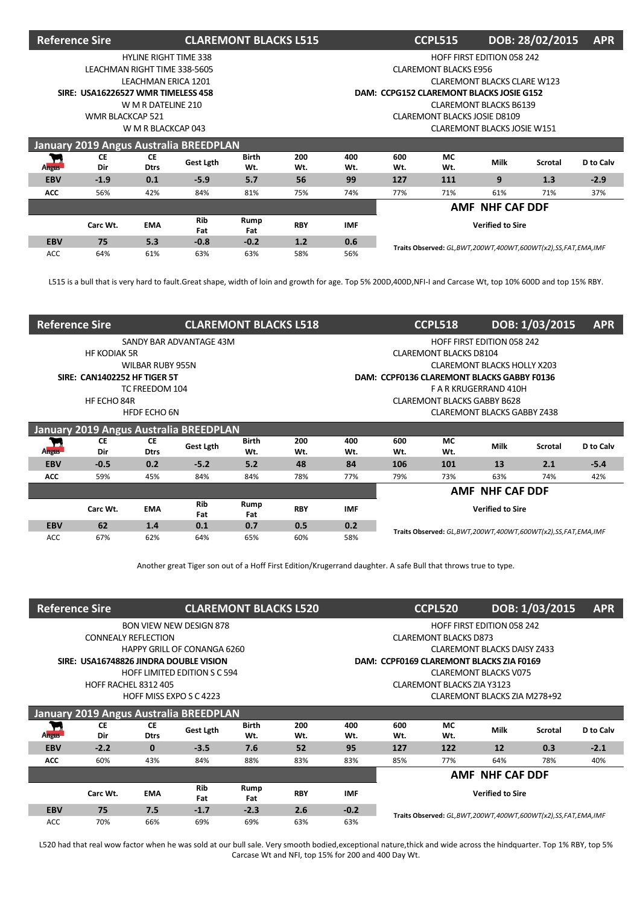## Reference Sire — CLAREMONT BLACKS L515 — CCPL515 — DOB: 28/02/2015 — APR

| Sire side | Dam side |
|---|---|
| HYLINE RIGHT TIME 338 | HOFF FIRST EDITION 058 242 |
| LEACHMAN RIGHT TIME 338-5605 | CLAREMONT BLACKS E956 |
| LEACHMAN ERICA 1201 | CLAREMONT BLACKS CLARE W123 |
| **SIRE: USA16226527 WMR TIMELESS 458** | **DAM: CCPG152 CLAREMONT BLACKS JOSIE G152** |
| W M R DATELINE 210 | CLAREMONT BLACKS B6139 |
| WMR BLACKCAP 521 | CLAREMONT BLACKS JOSIE D8109 |
| W M R BLACKCAP 043 | CLAREMONT BLACKS JOSIE W151 |

**January 2019 Angus Australia BREEDPLAN**

| | CE Dir | CE Dtrs | Gest Lgth | Birth Wt. | 200 Wt. | 400 Wt. | 600 Wt. | MC Wt. | Milk | Scrotal | D to Calv |
|---|---|---|---|---|---|---|---|---|---|---|---|
| **EBV** | -1.9 | 0.1 | -5.9 | 5.7 | 56 | 99 | 127 | 111 | 9 | 1.3 | -2.9 |
| **ACC** | 56% | 42% | 84% | 81% | 75% | 74% | 77% | 71% | 61% | 71% | 37% |

| | Carc Wt. | EMA | Rib Fat | Rump Fat | RBY | IMF |
|---|---|---|---|---|---|---|
| **EBV** | 75 | 5.3 | -0.8 | -0.2 | 1.2 | 0.6 |
| ACC | 64% | 61% | 63% | 63% | 58% | 56% |

**AMF NHF CAF DDF**

**Verified to Sire**

**Traits Observed:** *GL,BWT,200WT,400WT,600WT(x2),SS,FAT,EMA,IMF*

L515 is a bull that is very hard to fault.Great shape, width of loin and growth for age. Top 5% 200D,400D,NFI-I and Carcase Wt, top 10% 600D and top 15% RBY.

## Reference Sire — CLAREMONT BLACKS L518 — CCPL518 — DOB: 1/03/2015 — APR

| Sire side | Dam side |
|---|---|
| SANDY BAR ADVANTAGE 43M | HOFF FIRST EDITION 058 242 |
| HF KODIAK 5R | CLAREMONT BLACKS D8104 |
| WILBAR RUBY 955N | CLAREMONT BLACKS HOLLY X203 |
| **SIRE: CAN1402252 HF TIGER 5T** | **DAM: CCPF0136 CLAREMONT BLACKS GABBY F0136** |
| TC FREEDOM 104 | F A R KRUGERRAND 410H |
| HF ECHO 84R | CLAREMONT BLACKS GABBY B628 |
| HFDF ECHO 6N | CLAREMONT BLACKS GABBY Z438 |

**January 2019 Angus Australia BREEDPLAN**

| | CE Dir | CE Dtrs | Gest Lgth | Birth Wt. | 200 Wt. | 400 Wt. | 600 Wt. | MC Wt. | Milk | Scrotal | D to Calv |
|---|---|---|---|---|---|---|---|---|---|---|---|
| **EBV** | -0.5 | 0.2 | -5.2 | 5.2 | 48 | 84 | 106 | 101 | 13 | 2.1 | -5.4 |
| **ACC** | 59% | 45% | 84% | 84% | 78% | 77% | 79% | 73% | 63% | 74% | 42% |

| | Carc Wt. | EMA | Rib Fat | Rump Fat | RBY | IMF |
|---|---|---|---|---|---|---|
| **EBV** | 62 | 1.4 | 0.1 | 0.7 | 0.5 | 0.2 |
| ACC | 67% | 62% | 64% | 65% | 60% | 58% |

**AMF NHF CAF DDF**

**Verified to Sire**

**Traits Observed:** *GL,BWT,200WT,400WT,600WT(x2),SS,FAT,EMA,IMF*

Another great Tiger son out of a Hoff First Edition/Krugerrand daughter. A safe Bull that throws true to type.

## Reference Sire — CLAREMONT BLACKS L520 — CCPL520 — DOB: 1/03/2015 — APR

| Sire side | Dam side |
|---|---|
| BON VIEW NEW DESIGN 878 | HOFF FIRST EDITION 058 242 |
| CONNEALY REFLECTION | CLAREMONT BLACKS D873 |
| HAPPY GRILL OF CONANGA 6260 | CLAREMONT BLACKS DAISY Z433 |
| **SIRE: USA16748826 JINDRA DOUBLE VISION** | **DAM: CCPF0169 CLAREMONT BLACKS ZIA F0169** |
| HOFF LIMITED EDITION S C 594 | CLAREMONT BLACKS V075 |
| HOFF RACHEL 8312 405 | CLAREMONT BLACKS ZIA Y3123 |
| HOFF MISS EXPO S C 4223 | CLAREMONT BLACKS ZIA M278+92 |

**January 2019 Angus Australia BREEDPLAN**

| | CE Dir | CE Dtrs | Gest Lgth | Birth Wt. | 200 Wt. | 400 Wt. | 600 Wt. | MC Wt. | Milk | Scrotal | D to Calv |
|---|---|---|---|---|---|---|---|---|---|---|---|
| **EBV** | -2.2 | 0 | -3.5 | 7.6 | 52 | 95 | 127 | 122 | 12 | 0.3 | -2.1 |
| **ACC** | 60% | 43% | 84% | 88% | 83% | 83% | 85% | 77% | 64% | 78% | 40% |

| | Carc Wt. | EMA | Rib Fat | Rump Fat | RBY | IMF |
|---|---|---|---|---|---|---|
| **EBV** | 75 | 7.5 | -1.7 | -2.3 | 2.6 | -0.2 |
| ACC | 70% | 66% | 69% | 69% | 63% | 63% |

**AMF NHF CAF DDF**

**Verified to Sire**

**Traits Observed:** *GL,BWT,200WT,400WT,600WT(x2),SS,FAT,EMA,IMF*

L520 had that real wow factor when he was sold at our bull sale. Very smooth bodied,exceptional nature,thick and wide across the hindquarter. Top 1% RBY, top 5% Carcase Wt and NFI, top 15% for 200 and 400 Day Wt.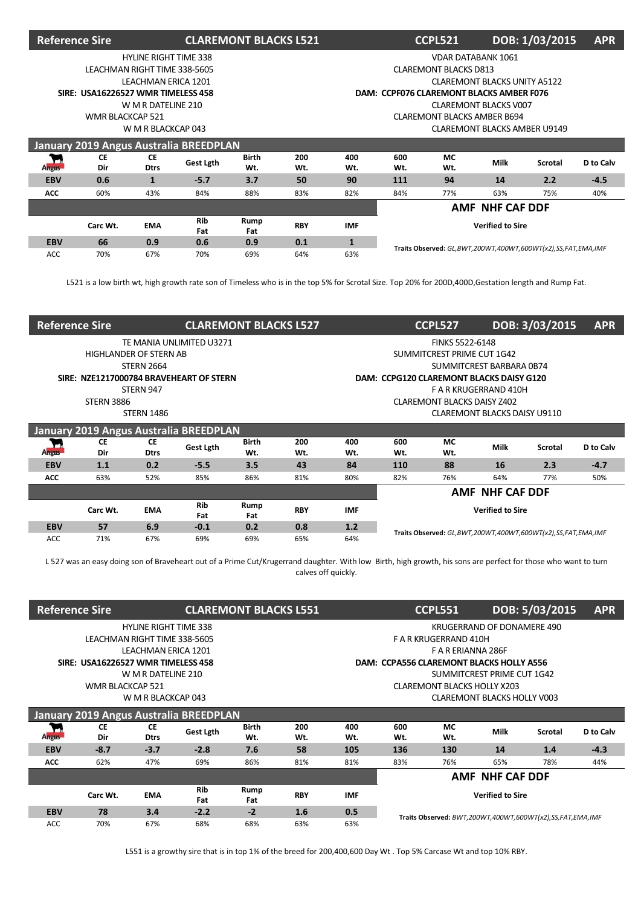## Reference Sire — CLAREMONT BLACKS L521 — CCPL521 — DOB: 1/03/2015 — APR

HYLINE RIGHT TIME 338
LEACHMAN RIGHT TIME 338-5605
LEACHMAN ERICA 1201
**SIRE: USA16226527 WMR TIMELESS 458**
W M R DATELINE 210
WMR BLACKCAP 521
W M R BLACKCAP 043

VDAR DATABANK 1061
CLAREMONT BLACKS D813
CLAREMONT BLACKS UNITY A5122
**DAM: CCPF076 CLAREMONT BLACKS AMBER F076**
CLAREMONT BLACKS V007
CLAREMONT BLACKS AMBER B694
CLAREMONT BLACKS AMBER U9149

### January 2019 Angus Australia BREEDPLAN

| | CE Dir | CE Dtrs | Gest Lgth | Birth Wt. | 200 Wt. | 400 Wt. | 600 Wt. | MC Wt. | Milk | Scrotal | D to Calv |
|---|---|---|---|---|---|---|---|---|---|---|---|
| **EBV** | 0.6 | 1 | -5.7 | 3.7 | 50 | 90 | 111 | 94 | 14 | 2.2 | -4.5 |
| **ACC** | 60% | 43% | 84% | 88% | 83% | 82% | 84% | 77% | 63% | 75% | 40% |

| | Carc Wt. | EMA | Rib Fat | Rump Fat | RBY | IMF |
|---|---|---|---|---|---|---|
| **EBV** | 66 | 0.9 | 0.6 | 0.9 | 0.1 | 1 |
| ACC | 70% | 67% | 70% | 69% | 64% | 63% |

**AMF NHF CAF DDF**

**Verified to Sire**

*Traits Observed: GL,BWT,200WT,400WT,600WT(x2),SS,FAT,EMA,IMF*

L521 is a low birth wt, high growth rate son of Timeless who is in the top 5% for Scrotal Size. Top 20% for 200D,400D,Gestation length and Rump Fat.

## Reference Sire — CLAREMONT BLACKS L527 — CCPL527 — DOB: 3/03/2015 — APR

TE MANIA UNLIMITED U3271
HIGHLANDER OF STERN AB
STERN 2664
**SIRE: NZE1217000784 BRAVEHEART OF STERN**
STERN 947
STERN 3886
STERN 1486

FINKS 5522-6148
SUMMITCREST PRIME CUT 1G42
SUMMITCREST BARBARA 0B74
**DAM: CCPG120 CLAREMONT BLACKS DAISY G120**
F A R KRUGERRAND 410H
CLAREMONT BLACKS DAISY Z402
CLAREMONT BLACKS DAISY U9110

### January 2019 Angus Australia BREEDPLAN

| | CE Dir | CE Dtrs | Gest Lgth | Birth Wt. | 200 Wt. | 400 Wt. | 600 Wt. | MC Wt. | Milk | Scrotal | D to Calv |
|---|---|---|---|---|---|---|---|---|---|---|---|
| **EBV** | 1.1 | 0.2 | -5.5 | 3.5 | 43 | 84 | 110 | 88 | 16 | 2.3 | -4.7 |
| **ACC** | 63% | 52% | 85% | 86% | 81% | 80% | 82% | 76% | 64% | 77% | 50% |

| | Carc Wt. | EMA | Rib Fat | Rump Fat | RBY | IMF |
|---|---|---|---|---|---|---|
| **EBV** | 57 | 6.9 | -0.1 | 0.2 | 0.8 | 1.2 |
| ACC | 71% | 67% | 69% | 69% | 65% | 64% |

**AMF NHF CAF DDF**

**Verified to Sire**

*Traits Observed: GL,BWT,200WT,400WT,600WT(x2),SS,FAT,EMA,IMF*

L 527 was an easy doing son of Braveheart out of a Prime Cut/Krugerrand daughter. With low Birth, high growth, his sons are perfect for those who want to turn calves off quickly.

## Reference Sire — CLAREMONT BLACKS L551 — CCPL551 — DOB: 5/03/2015 — APR

HYLINE RIGHT TIME 338
LEACHMAN RIGHT TIME 338-5605
LEACHMAN ERICA 1201
**SIRE: USA16226527 WMR TIMELESS 458**
W M R DATELINE 210
WMR BLACKCAP 521
W M R BLACKCAP 043

KRUGERRAND OF DONAMERE 490
F A R KRUGERRAND 410H
F A R ERIANNA 286F
**DAM: CCPA556 CLAREMONT BLACKS HOLLY A556**
SUMMITCREST PRIME CUT 1G42
CLAREMONT BLACKS HOLLY X203
CLAREMONT BLACKS HOLLY V003

### January 2019 Angus Australia BREEDPLAN

| | CE Dir | CE Dtrs | Gest Lgth | Birth Wt. | 200 Wt. | 400 Wt. | 600 Wt. | MC Wt. | Milk | Scrotal | D to Calv |
|---|---|---|---|---|---|---|---|---|---|---|---|
| **EBV** | -8.7 | -3.7 | -2.8 | 7.6 | 58 | 105 | 136 | 130 | 14 | 1.4 | -4.3 |
| **ACC** | 62% | 47% | 69% | 86% | 81% | 81% | 83% | 76% | 65% | 78% | 44% |

| | Carc Wt. | EMA | Rib Fat | Rump Fat | RBY | IMF |
|---|---|---|---|---|---|---|
| **EBV** | 78 | 3.4 | -2.2 | -2 | 1.6 | 0.5 |
| ACC | 70% | 67% | 68% | 68% | 63% | 63% |

**AMF NHF CAF DDF**

**Verified to Sire**

*Traits Observed: BWT,200WT,400WT,600WT(x2),SS,FAT,EMA,IMF*

L551 is a growthy sire that is in top 1% of the breed for 200,400,600 Day Wt . Top 5% Carcase Wt and top 10% RBY.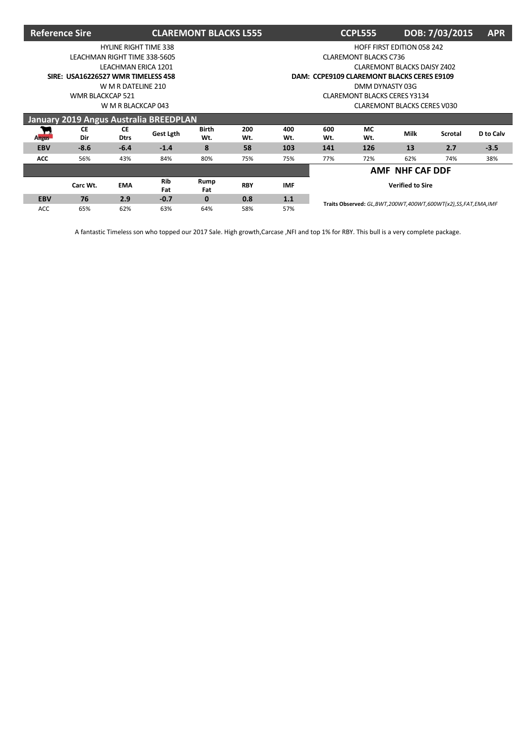| Reference Sire | CLAREMONT BLACKS L555 | CCPL555 | DOB: 7/03/2015 | APR |
|---|---|---|---|---|

HYLINE RIGHT TIME 338
LEACHMAN RIGHT TIME 338-5605
LEACHMAN ERICA 1201
**SIRE: USA16226527 WMR TIMELESS 458**
W M R DATELINE 210
WMR BLACKCAP 521
W M R BLACKCAP 043

HOFF FIRST EDITION 058 242
CLAREMONT BLACKS C736
CLAREMONT BLACKS DAISY Z402
**DAM: CCPE9109 CLAREMONT BLACKS CERES E9109**
DMM DYNASTY 03G
CLAREMONT BLACKS CERES Y3134
CLAREMONT BLACKS CERES V030

## January 2019 Angus Australia BREEDPLAN

| Angus | CE Dir | CE Dtrs | Gest Lgth | Birth Wt. | 200 Wt. | 400 Wt. | 600 Wt. | MC Wt. | Milk | Scrotal | D to Calv |
|---|---|---|---|---|---|---|---|---|---|---|---|
| **EBV** | **-8.6** | **-6.4** | **-1.4** | **8** | **58** | **103** | **141** | **126** | **13** | **2.7** | **-3.5** |
| **ACC** | 56% | 43% | 84% | 80% | 75% | 75% | 77% | 72% | 62% | 74% | 38% |

| | Carc Wt. | EMA | Rib Fat | Rump Fat | RBY | IMF |
|---|---|---|---|---|---|---|
| **EBV** | **76** | **2.9** | **-0.7** | **0** | **0.8** | **1.1** |
| ACC | 65% | 62% | 63% | 64% | 58% | 57% |

**AMF NHF CAF DDF**

**Verified to Sire**

**Traits Observed:** *GL,BWT,200WT,400WT,600WT(x2),SS,FAT,EMA,IMF*

A fantastic Timeless son who topped our 2017 Sale. High growth,Carcase ,NFI and top 1% for RBY. This bull is a very complete package.